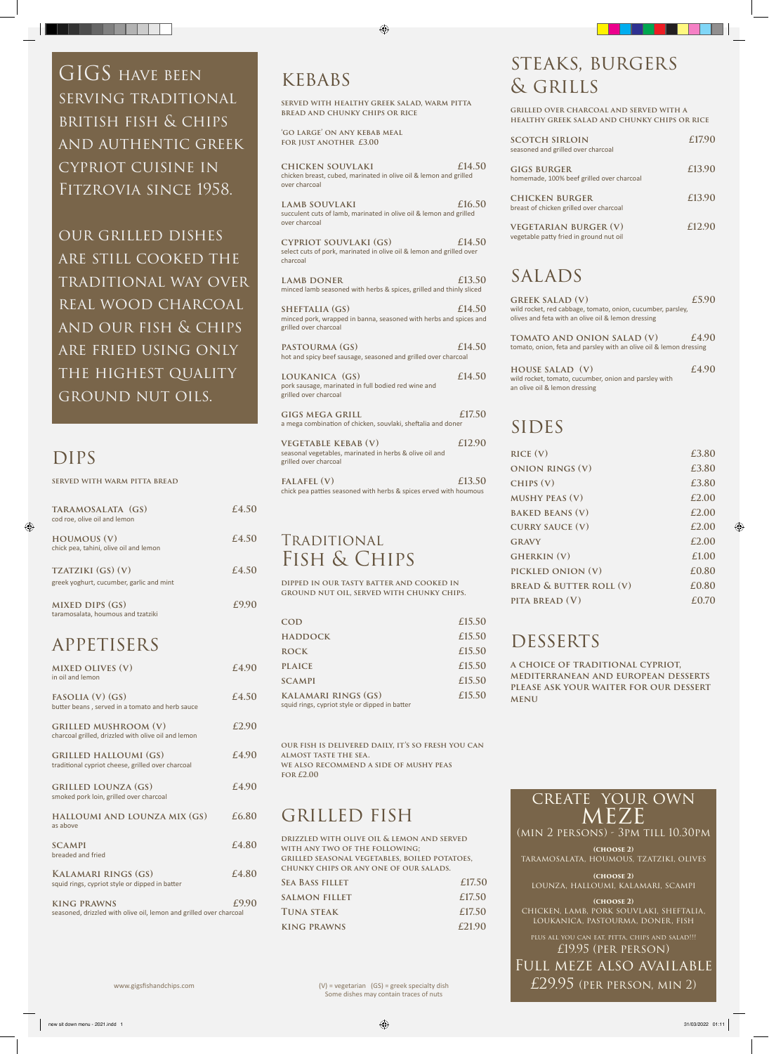GIGS HAVE BEEN SERVING TRADITIONAL BRITISH FISH & CHIPS AND AUTHENTIC GREEK CYPRIOT CUISINE IN FITZROVIA SINCE 1958.

OUR GRILLED DISHES ARE STILL COOKED THE TRADITIONAL WAY OVER REAL WOOD CHARCOAL AND OUR FISH & CHIPS ARE FRIED USING ONLY THE HIGHEST QUALITY GROUND NUT OILS.

## DIPS

SERVED WITH WARM PITTA BREAD

| | |
|---|---|
| **TARAMOSALATA (GS)**<br>cod roe, olive oil and lemon | £4.50 |
| **HOUMOUS (V)**<br>chick pea, tahini, olive oil and lemon | £4.50 |
| **TZATZIKI (GS) (V)**<br>greek yoghurt, cucumber, garlic and mint | £4.50 |
| **MIXED DIPS (GS)**<br>taramosalata, houmous and tzatziki | £9.90 |

## APPETISERS

| | |
|---|---|
| **MIXED OLIVES (V)**<br>in oil and lemon | £4.90 |
| **FASOLIA (V) (GS)**<br>butter beans , served in a tomato and herb sauce | £4.50 |
| **GRILLED MUSHROOM (V)**<br>charcoal grilled, drizzled with olive oil and lemon | £2.90 |
| **GRILLED HALLOUMI (GS)**<br>traditional cypriot cheese, grilled over charcoal | £4.90 |
| **GRILLED LOUNZA (GS)**<br>smoked pork loin, grilled over charcoal | £4.90 |
| **HALLOUMI AND LOUNZA MIX (GS)**<br>as above | £6.80 |
| **SCAMPI**<br>breaded and fried | £4.80 |
| **KALAMARI RINGS (GS)**<br>squid rings, cypriot style or dipped in batter | £4.80 |
| **KING PRAWNS**<br>seasoned, drizzled with olive oil, lemon and grilled over charcoal | £9.90 |

## KEBABS

SERVED WITH HEALTHY GREEK SALAD, WARM PITTA BREAD AND CHUNKY CHIPS OR RICE

'GO LARGE' ON ANY KEBAB MEAL FOR JUST ANOTHER £3.00

| | |
|---|---|
| **CHICKEN SOUVLAKI**<br>chicken breast, cubed, marinated in olive oil & lemon and grilled over charcoal | £14.50 |
| **LAMB SOUVLAKI**<br>succulent cuts of lamb, marinated in olive oil & lemon and grilled over charcoal | £16.50 |
| **CYPRIOT SOUVLAKI (GS)**<br>select cuts of pork, marinated in olive oil & lemon and grilled over charcoal | £14.50 |
| **LAMB DONER**<br>minced lamb seasoned with herbs & spices, grilled and thinly sliced | £13.50 |
| **SHEFTALIA (GS)**<br>minced pork, wrapped in banna, seasoned with herbs and spices and grilled over charcoal | £14.50 |
| **PASTOURMA (GS)**<br>hot and spicy beef sausage, seasoned and grilled over charcoal | £14.50 |
| **LOUKANICA (GS)**<br>pork sausage, marinated in full bodied red wine and grilled over charcoal | £14.50 |
| **GIGS MEGA GRILL**<br>a mega combination of chicken, souvlaki, sheftalia and doner | £17.50 |
| **VEGETABLE KEBAB (V)**<br>seasonal vegetables, marinated in herbs & olive oil and grilled over charcoal | £12.90 |
| **FALAFEL (V)**<br>chick pea patties seasoned with herbs & spices erved with houmous | £13.50 |

## TRADITIONAL FISH & CHIPS

DIPPED IN OUR TASTY BATTER AND COOKED IN GROUND NUT OIL, SERVED WITH CHUNKY CHIPS.

| | |
|---|---|
| **COD** | £15.50 |
| **HADDOCK** | £15.50 |
| **ROCK** | £15.50 |
| **PLAICE** | £15.50 |
| **SCAMPI** | £15.50 |
| **KALAMARI RINGS (GS)**<br>squid rings, cypriot style or dipped in batter | £15.50 |

OUR FISH IS DELIVERED DAILY, IT'S SO FRESH YOU CAN ALMOST TASTE THE SEA.
WE ALSO RECOMMEND A SIDE OF MUSHY PEAS FOR £2.00

## GRILLED FISH

DRIZZLED WITH OLIVE OIL & LEMON AND SERVED WITH ANY TWO OF THE FOLLOWING; GRILLED SEASONAL VEGETABLES, BOILED POTATOES, CHUNKY CHIPS OR ANY ONE OF OUR SALADS.

| | |
|---|---|
| **SEA BASS FILLET** | £17.50 |
| **SALMON FILLET** | £17.50 |
| **TUNA STEAK** | £17.50 |
| **KING PRAWNS** | £21.90 |

## STEAKS, BURGERS & GRILLS

GRILLED OVER CHARCOAL AND SERVED WITH A HEALTHY GREEK SALAD AND CHUNKY CHIPS OR RICE

| | |
|---|---|
| **SCOTCH SIRLOIN**<br>seasoned and grilled over charcoal | £17.90 |
| **GIGS BURGER**<br>homemade, 100% beef grilled over charcoal | £13.90 |
| **CHICKEN BURGER**<br>breast of chicken grilled over charcoal | £13.90 |
| **VEGETARIAN BURGER (V)**<br>vegetable patty fried in ground nut oil | £12.90 |

## SALADS

| | |
|---|---|
| **GREEK SALAD (V)**<br>wild rocket, red cabbage, tomato, onion, cucumber, parsley, olives and feta with an olive oil & lemon dressing | £5.90 |
| **TOMATO AND ONION SALAD (V)**<br>tomato, onion, feta and parsley with an olive oil & lemon dressing | £4.90 |
| **HOUSE SALAD (V)**<br>wild rocket, tomato, cucumber, onion and parsley with an olive oil & lemon dressing | £4.90 |

## SIDES

| | |
|---|---|
| RICE (V) | £3.80 |
| ONION RINGS (V) | £3.80 |
| CHIPS (V) | £3.80 |
| MUSHY PEAS (V) | £2.00 |
| BAKED BEANS (V) | £2.00 |
| CURRY SAUCE (V) | £2.00 |
| GRAVY | £2.00 |
| GHERKIN (V) | £1.00 |
| PICKLED ONION (V) | £0.80 |
| BREAD & BUTTER ROLL (V) | £0.80 |
| PITA BREAD (V) | £0.70 |

## DESSERTS

A CHOICE OF TRADITIONAL CYPRIOT, MEDITERRANEAN AND EUROPEAN DESSERTS PLEASE ASK YOUR WAITER FOR OUR DESSERT MENU

## CREATE YOUR OWN MEZE

(MIN 2 PERSONS) - 3PM TILL 10.30PM

**(CHOOSE 2)**
TARAMOSALATA, HOUMOUS, TZATZIKI, OLIVES

**(CHOOSE 2)**
LOUNZA, HALLOUMI, KALAMARI, SCAMPI

**(CHOOSE 2)**
CHICKEN, LAMB, PORK SOUVLAKI, SHEFTALIA, LOUKANICA, PASTOURMA, DONER, FISH

PLUS ALL YOU CAN EAT, PITTA, CHIPS AND SALAD!!!
£19.95 (PER PERSON)

FULL MEZE ALSO AVAILABLE
£29.95 (PER PERSON, MIN 2)

www.gigsfishandchips.com

(V) = vegetarian (GS) = greek specialty dish
Some dishes may contain traces of nuts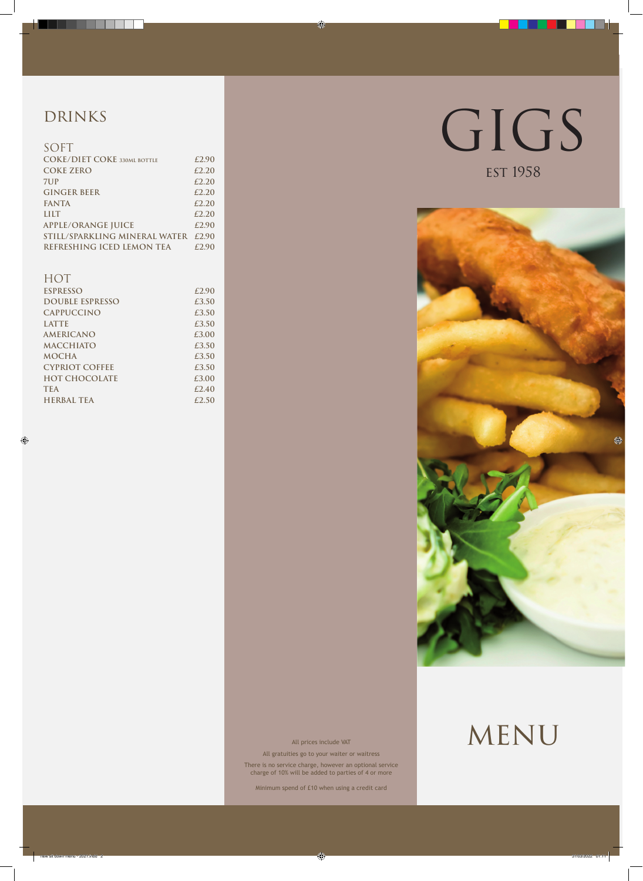# DRINKS

## SOFT

| | |
|---|---|
| COKE/DIET COKE 330ML BOTTLE | £2.90 |
| COKE ZERO | £2.20 |
| 7UP | £2.20 |
| GINGER BEER | £2.20 |
| FANTA | £2.20 |
| LILT | £2.20 |
| APPLE/ORANGE JUICE | £2.90 |
| STILL/SPARKLING MINERAL WATER | £2.90 |
| REFRESHING ICED LEMON TEA | £2.90 |

## HOT

| | |
|---|---|
| ESPRESSO | £2.90 |
| DOUBLE ESPRESSO | £3.50 |
| CAPPUCCINO | £3.50 |
| LATTE | £3.50 |
| AMERICANO | £3.00 |
| MACCHIATO | £3.50 |
| MOCHA | £3.50 |
| CYPRIOT COFFEE | £3.50 |
| HOT CHOCOLATE | £3.00 |
| TEA | £2.40 |
| HERBAL TEA | £2.50 |

All prices include VAT

All gratuities go to your waiter or waitress

There is no service charge, however an optional service charge of 10% will be added to parties of 4 or more

Minimum spend of £10 when using a credit card

# GIGS

EST 1958

# MENU